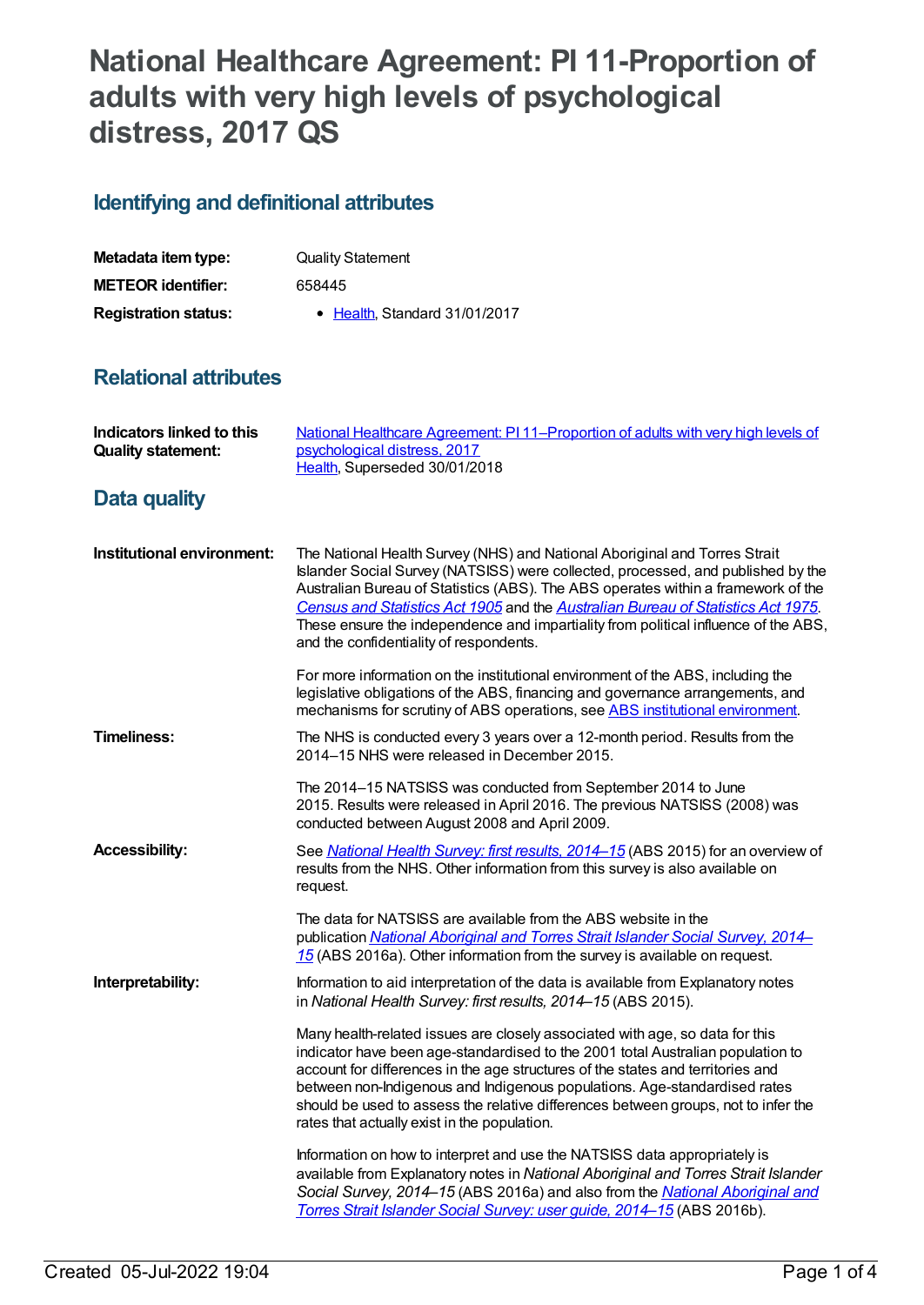# National Healthcare Agreement: PI 11-Proportion of adults with very high levels of psychological distress, 2017 QS

## Identifying and definitional attributes

| | |
|---|---|
| **Metadata item type:** | Quality Statement |
| **METEOR identifier:** | 658445 |
| **Registration status:** | • Health, Standard 31/01/2017 |

## Relational attributes

| | |
|---|---|
| **Indicators linked to this Quality statement:** | National Healthcare Agreement: PI 11–Proportion of adults with very high levels of psychological distress, 2017<br>Health, Superseded 30/01/2018 |

## Data quality

**Institutional environment:**

The National Health Survey (NHS) and National Aboriginal and Torres Strait Islander Social Survey (NATSISS) were collected, processed, and published by the Australian Bureau of Statistics (ABS). The ABS operates within a framework of the *Census and Statistics Act 1905* and the *Australian Bureau of Statistics Act 1975*. These ensure the independence and impartiality from political influence of the ABS, and the confidentiality of respondents.

For more information on the institutional environment of the ABS, including the legislative obligations of the ABS, financing and governance arrangements, and mechanisms for scrutiny of ABS operations, see ABS institutional environment.

**Timeliness:**

The NHS is conducted every 3 years over a 12-month period. Results from the 2014–15 NHS were released in December 2015.

The 2014–15 NATSISS was conducted from September 2014 to June 2015. Results were released in April 2016. The previous NATSISS (2008) was conducted between August 2008 and April 2009.

**Accessibility:**

See *National Health Survey: first results, 2014–15* (ABS 2015) for an overview of results from the NHS. Other information from this survey is also available on request.

The data for NATSISS are available from the ABS website in the publication *National Aboriginal and Torres Strait Islander Social Survey, 2014–15* (ABS 2016a). Other information from the survey is available on request.

**Interpretability:**

Information to aid interpretation of the data is available from Explanatory notes in *National Health Survey: first results, 2014–15* (ABS 2015).

Many health-related issues are closely associated with age, so data for this indicator have been age-standardised to the 2001 total Australian population to account for differences in the age structures of the states and territories and between non-Indigenous and Indigenous populations. Age-standardised rates should be used to assess the relative differences between groups, not to infer the rates that actually exist in the population.

Information on how to interpret and use the NATSISS data appropriately is available from Explanatory notes in *National Aboriginal and Torres Strait Islander Social Survey, 2014–15* (ABS 2016a) and also from the *National Aboriginal and Torres Strait Islander Social Survey: user guide, 2014–15* (ABS 2016b).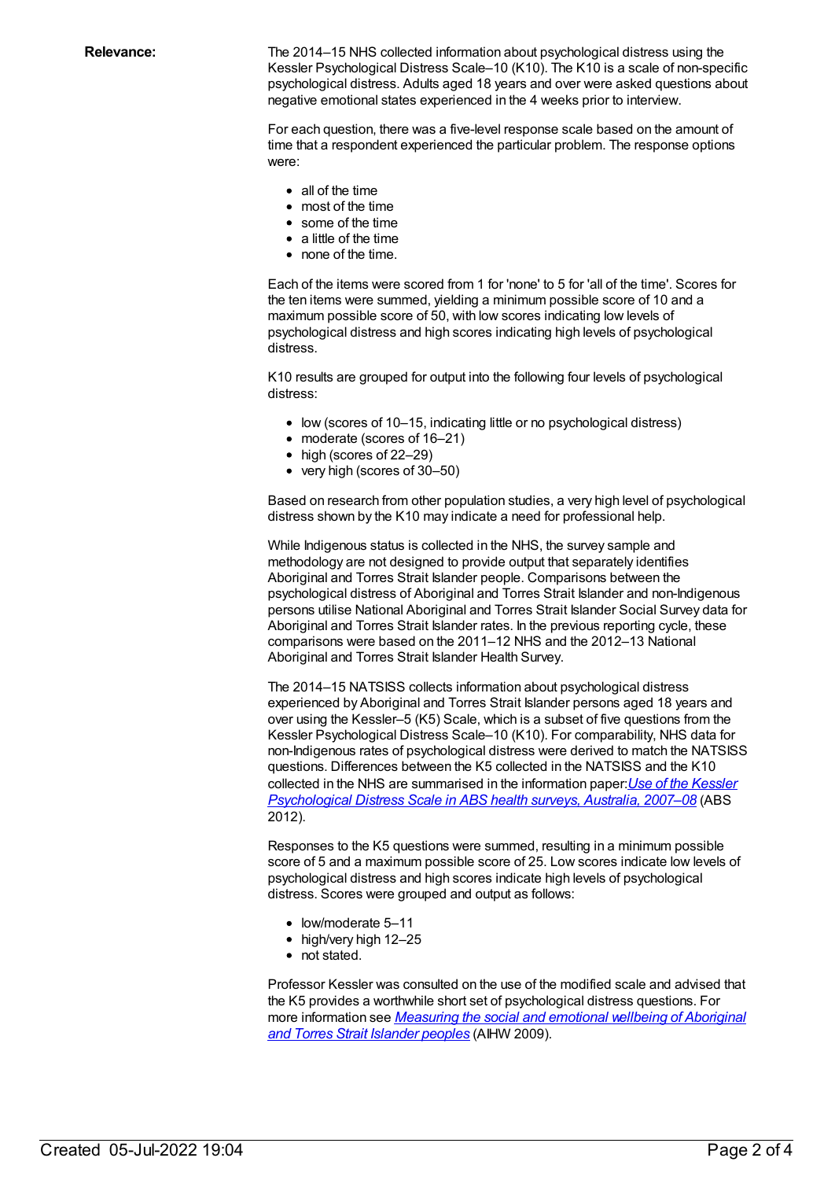**Relevance:**

The 2014–15 NHS collected information about psychological distress using the Kessler Psychological Distress Scale–10 (K10). The K10 is a scale of non-specific psychological distress. Adults aged 18 years and over were asked questions about negative emotional states experienced in the 4 weeks prior to interview.

For each question, there was a five-level response scale based on the amount of time that a respondent experienced the particular problem. The response options were:

- all of the time
- most of the time
- some of the time
- a little of the time
- none of the time.

Each of the items were scored from 1 for 'none' to 5 for 'all of the time'. Scores for the ten items were summed, yielding a minimum possible score of 10 and a maximum possible score of 50, with low scores indicating low levels of psychological distress and high scores indicating high levels of psychological distress.

K10 results are grouped for output into the following four levels of psychological distress:

- low (scores of 10–15, indicating little or no psychological distress)
- moderate (scores of 16–21)
- high (scores of 22–29)
- very high (scores of 30–50)

Based on research from other population studies, a very high level of psychological distress shown by the K10 may indicate a need for professional help.

While Indigenous status is collected in the NHS, the survey sample and methodology are not designed to provide output that separately identifies Aboriginal and Torres Strait Islander people. Comparisons between the psychological distress of Aboriginal and Torres Strait Islander and non-Indigenous persons utilise National Aboriginal and Torres Strait Islander Social Survey data for Aboriginal and Torres Strait Islander rates. In the previous reporting cycle, these comparisons were based on the 2011–12 NHS and the 2012–13 National Aboriginal and Torres Strait Islander Health Survey.

The 2014–15 NATSISS collects information about psychological distress experienced by Aboriginal and Torres Strait Islander persons aged 18 years and over using the Kessler–5 (K5) Scale, which is a subset of five questions from the Kessler Psychological Distress Scale–10 (K10). For comparability, NHS data for non-Indigenous rates of psychological distress were derived to match the NATSISS questions. Differences between the K5 collected in the NATSISS and the K10 collected in the NHS are summarised in the information paper: *Use of the Kessler Psychological Distress Scale in ABS health surveys, Australia, 2007–08* (ABS 2012).

Responses to the K5 questions were summed, resulting in a minimum possible score of 5 and a maximum possible score of 25. Low scores indicate low levels of psychological distress and high scores indicate high levels of psychological distress. Scores were grouped and output as follows:

- low/moderate 5–11
- high/very high 12–25
- not stated.

Professor Kessler was consulted on the use of the modified scale and advised that the K5 provides a worthwhile short set of psychological distress questions. For more information see *Measuring the social and emotional wellbeing of Aboriginal and Torres Strait Islander peoples* (AIHW 2009).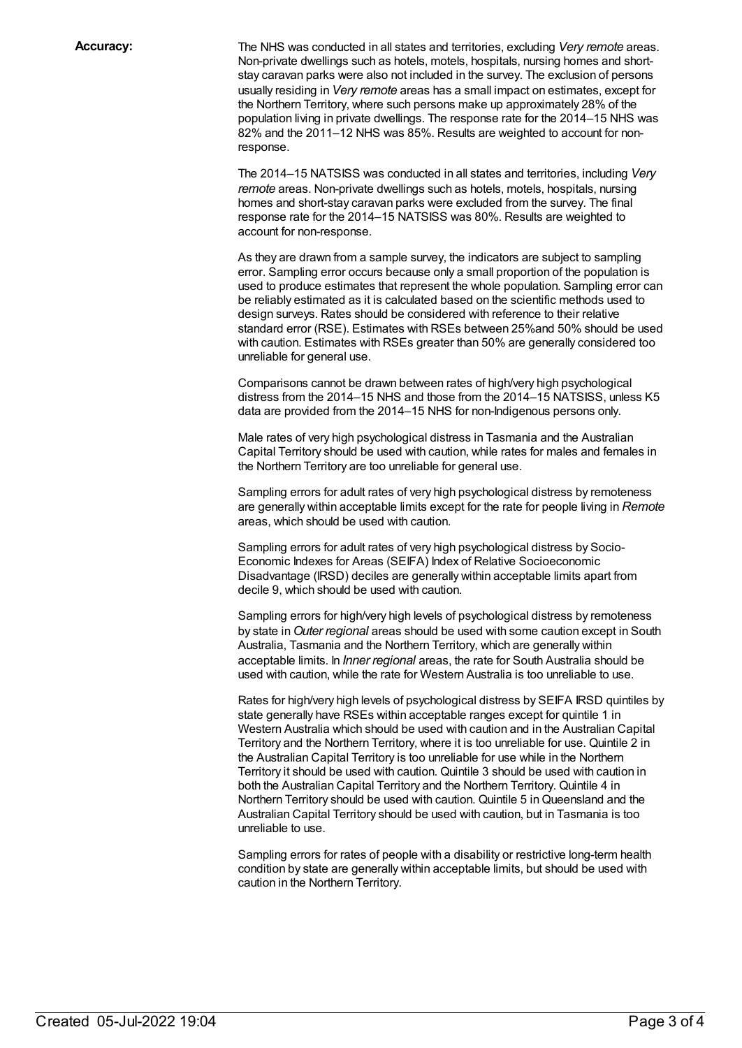**Accuracy:**

The NHS was conducted in all states and territories, excluding *Very remote* areas. Non-private dwellings such as hotels, motels, hospitals, nursing homes and short-stay caravan parks were also not included in the survey. The exclusion of persons usually residing in *Very remote* areas has a small impact on estimates, except for the Northern Territory, where such persons make up approximately 28% of the population living in private dwellings. The response rate for the 2014–15 NHS was 82% and the 2011–12 NHS was 85%. Results are weighted to account for non-response.

The 2014–15 NATSISS was conducted in all states and territories, including *Very remote* areas. Non-private dwellings such as hotels, motels, hospitals, nursing homes and short-stay caravan parks were excluded from the survey. The final response rate for the 2014–15 NATSISS was 80%. Results are weighted to account for non-response.

As they are drawn from a sample survey, the indicators are subject to sampling error. Sampling error occurs because only a small proportion of the population is used to produce estimates that represent the whole population. Sampling error can be reliably estimated as it is calculated based on the scientific methods used to design surveys. Rates should be considered with reference to their relative standard error (RSE). Estimates with RSEs between 25%and 50% should be used with caution. Estimates with RSEs greater than 50% are generally considered too unreliable for general use.

Comparisons cannot be drawn between rates of high/very high psychological distress from the 2014–15 NHS and those from the 2014–15 NATSISS, unless K5 data are provided from the 2014–15 NHS for non-Indigenous persons only.

Male rates of very high psychological distress in Tasmania and the Australian Capital Territory should be used with caution, while rates for males and females in the Northern Territory are too unreliable for general use.

Sampling errors for adult rates of very high psychological distress by remoteness are generally within acceptable limits except for the rate for people living in *Remote* areas, which should be used with caution.

Sampling errors for adult rates of very high psychological distress by Socio-Economic Indexes for Areas (SEIFA) Index of Relative Socioeconomic Disadvantage (IRSD) deciles are generally within acceptable limits apart from decile 9, which should be used with caution.

Sampling errors for high/very high levels of psychological distress by remoteness by state in *Outer regional* areas should be used with some caution except in South Australia, Tasmania and the Northern Territory, which are generally within acceptable limits. In *Inner regional* areas, the rate for South Australia should be used with caution, while the rate for Western Australia is too unreliable to use.

Rates for high/very high levels of psychological distress by SEIFA IRSD quintiles by state generally have RSEs within acceptable ranges except for quintile 1 in Western Australia which should be used with caution and in the Australian Capital Territory and the Northern Territory, where it is too unreliable for use. Quintile 2 in the Australian Capital Territory is too unreliable for use while in the Northern Territory it should be used with caution. Quintile 3 should be used with caution in both the Australian Capital Territory and the Northern Territory. Quintile 4 in Northern Territory should be used with caution. Quintile 5 in Queensland and the Australian Capital Territory should be used with caution, but in Tasmania is too unreliable to use.

Sampling errors for rates of people with a disability or restrictive long-term health condition by state are generally within acceptable limits, but should be used with caution in the Northern Territory.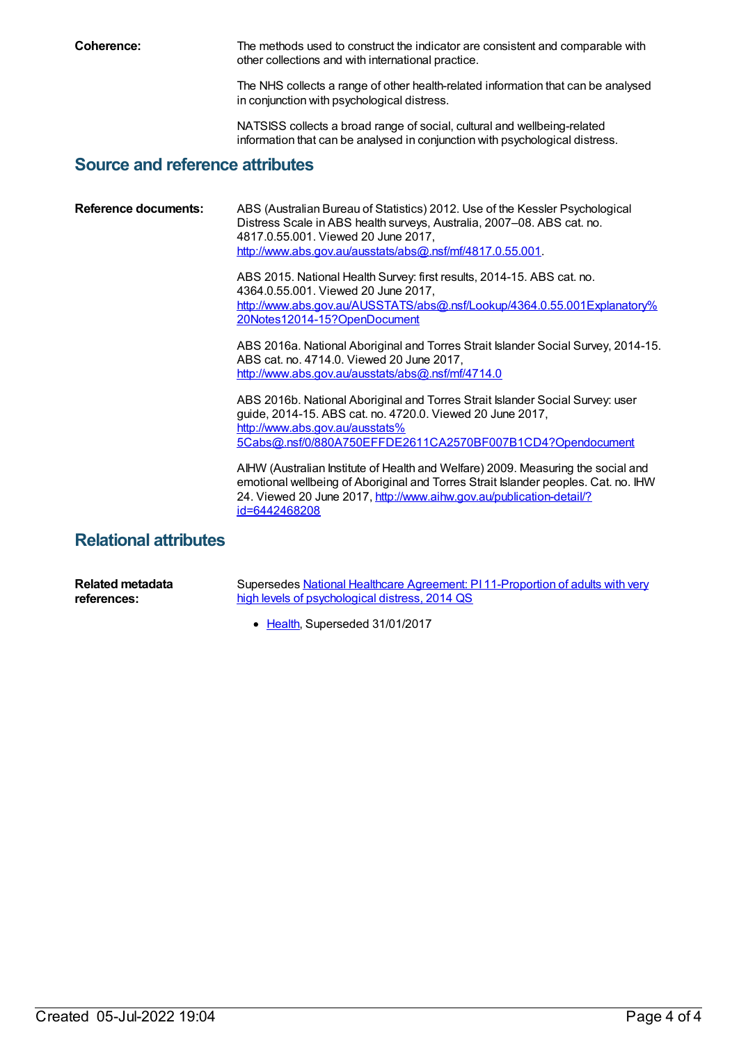**Coherence:**

The methods used to construct the indicator are consistent and comparable with other collections and with international practice.

The NHS collects a range of other health-related information that can be analysed in conjunction with psychological distress.

NATSISS collects a broad range of social, cultural and wellbeing-related information that can be analysed in conjunction with psychological distress.

## Source and reference attributes

**Reference documents:**

ABS (Australian Bureau of Statistics) 2012. Use of the Kessler Psychological Distress Scale in ABS health surveys, Australia, 2007–08. ABS cat. no. 4817.0.55.001. Viewed 20 June 2017, http://www.abs.gov.au/ausstats/abs@.nsf/mf/4817.0.55.001.

ABS 2015. National Health Survey: first results, 2014-15. ABS cat. no. 4364.0.55.001. Viewed 20 June 2017, http://www.abs.gov.au/AUSSTATS/abs@.nsf/Lookup/4364.0.55.001Explanatory%20Notes12014-15?OpenDocument

ABS 2016a. National Aboriginal and Torres Strait Islander Social Survey, 2014-15. ABS cat. no. 4714.0. Viewed 20 June 2017, http://www.abs.gov.au/ausstats/abs@.nsf/mf/4714.0

ABS 2016b. National Aboriginal and Torres Strait Islander Social Survey: user guide, 2014-15. ABS cat. no. 4720.0. Viewed 20 June 2017, http://www.abs.gov.au/ausstats%5Cabs@.nsf/0/880A750EFFDE2611CA2570BF007B1CD4?Opendocument

AIHW (Australian Institute of Health and Welfare) 2009. Measuring the social and emotional wellbeing of Aboriginal and Torres Strait Islander peoples. Cat. no. IHW 24. Viewed 20 June 2017, http://www.aihw.gov.au/publication-detail/?id=6442468208

## Relational attributes

**Related metadata references:**

Supersedes National Healthcare Agreement: PI 11-Proportion of adults with very high levels of psychological distress, 2014 QS

- Health, Superseded 31/01/2017